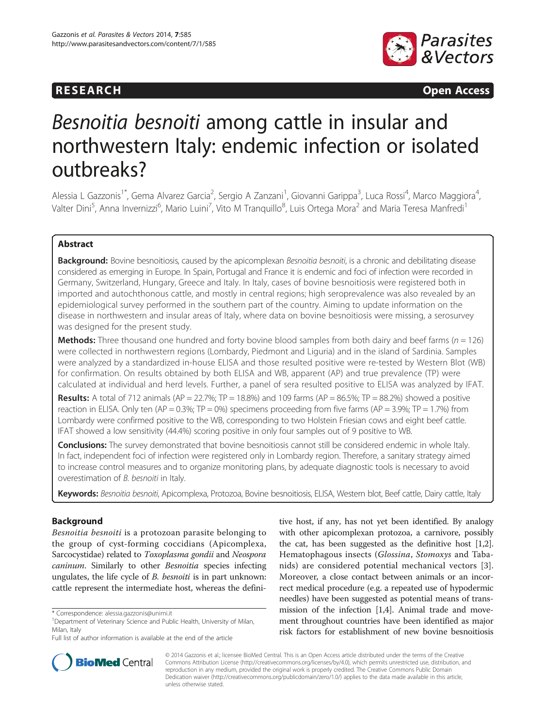RESEARCH Open Access

# *Besnoitia besnoiti* among cattle in insular and northwestern Italy: endemic infection or isolated outbreaks?

Alessia L Gazzonis[1*], Gema Alvarez Garcia[2], Sergio A Zanzani[1], Giovanni Garippa[3], Luca Rossi[4], Marco Maggiora[4], Valter Dini[5], Anna Invernizzi[6], Mario Luini[7], Vito M Tranquillo[8], Luis Ortega Mora[2] and Maria Teresa Manfredi[1]

## Abstract

**Background:** Bovine besnoitiosis, caused by the apicomplexan *Besnoitia besnoiti*, is a chronic and debilitating disease considered as emerging in Europe. In Spain, Portugal and France it is endemic and foci of infection were recorded in Germany, Switzerland, Hungary, Greece and Italy. In Italy, cases of bovine besnoitiosis were registered both in imported and autochthonous cattle, and mostly in central regions; high seroprevalence was also revealed by an epidemiological survey performed in the southern part of the country. Aiming to update information on the disease in northwestern and insular areas of Italy, where data on bovine besnoitiosis were missing, a serosurvey was designed for the present study.

**Methods:** Three thousand one hundred and forty bovine blood samples from both dairy and beef farms ($n = 126$) were collected in northwestern regions (Lombardy, Piedmont and Liguria) and in the island of Sardinia. Samples were analyzed by a standardized in-house ELISA and those resulted positive were re-tested by Western Blot (WB) for confirmation. On results obtained by both ELISA and WB, apparent (AP) and true prevalence (TP) were calculated at individual and herd levels. Further, a panel of sera resulted positive to ELISA was analyzed by IFAT.

**Results:** A total of 712 animals (AP = 22.7%; TP = 18.8%) and 109 farms (AP = 86.5%; TP = 88.2%) showed a positive reaction in ELISA. Only ten (AP = 0.3%; TP = 0%) specimens proceeding from five farms (AP = 3.9%; TP = 1.7%) from Lombardy were confirmed positive to the WB, corresponding to two Holstein Friesian cows and eight beef cattle. IFAT showed a low sensitivity (44.4%) scoring positive in only four samples out of 9 positive to WB.

**Conclusions:** The survey demonstrated that bovine besnoitiosis cannot still be considered endemic in whole Italy. In fact, independent foci of infection were registered only in Lombardy region. Therefore, a sanitary strategy aimed to increase control measures and to organize monitoring plans, by adequate diagnostic tools is necessary to avoid overestimation of *B. besnoiti* in Italy.

**Keywords:** *Besnoitia besnoiti*, Apicomplexa, Protozoa, Bovine besnoitiosis, ELISA, Western blot, Beef cattle, Dairy cattle, Italy

## Background

*Besnoitia besnoiti* is a protozoan parasite belonging to the group of cyst-forming coccidians (Apicomplexa, Sarcocystidae) related to *Toxoplasma gondii* and *Neospora caninum*. Similarly to other *Besnoitia* species infecting ungulates, the life cycle of *B. besnoiti* is in part unknown: cattle represent the intermediate host, whereas the definitive host, if any, has not yet been identified. By analogy with other apicomplexan protozoa, a carnivore, possibly the cat, has been suggested as the definitive host [1,2]. Hematophagous insects (*Glossina*, *Stomoxys* and Tabanids) are considered potential mechanical vectors [3]. Moreover, a close contact between animals or an incorrect medical procedure (e.g. a repeated use of hypodermic needles) have been suggested as potential means of transmission of the infection [1,4]. Animal trade and movement throughout countries have been identified as major risk factors for establishment of new bovine besnoitiosis

\* Correspondence: alessia.gazzonis@unimi.it
[1]Department of Veterinary Science and Public Health, University of Milan, Milan, Italy
Full list of author information is available at the end of the article

© 2014 Gazzonis et al.; licensee BioMed Central. This is an Open Access article distributed under the terms of the Creative Commons Attribution License (http://creativecommons.org/licenses/by/4.0), which permits unrestricted use, distribution, and reproduction in any medium, provided the original work is properly credited. The Creative Commons Public Domain Dedication waiver (http://creativecommons.org/publicdomain/zero/1.0/) applies to the data made available in this article, unless otherwise stated.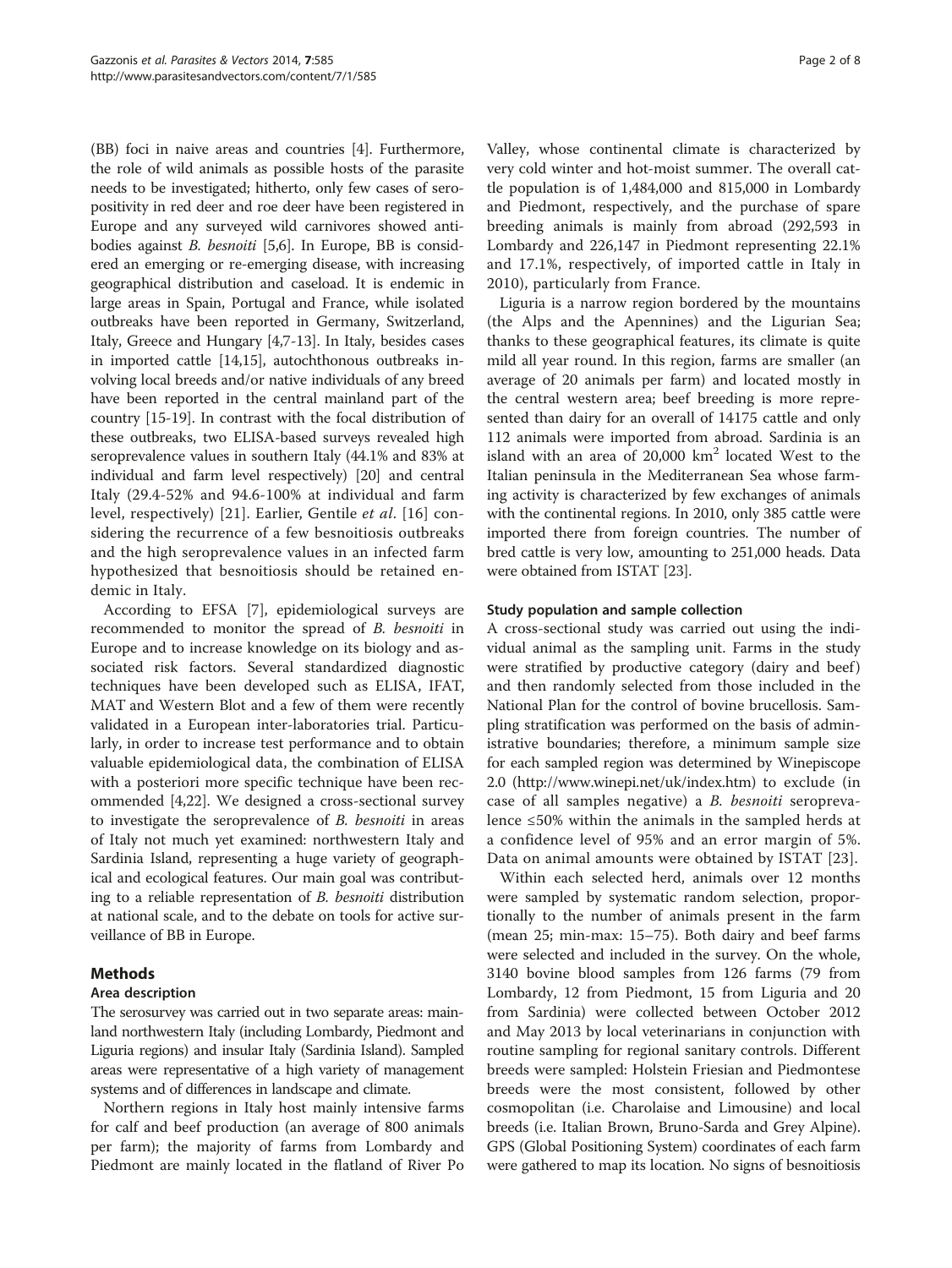(BB) foci in naive areas and countries [4]. Furthermore, the role of wild animals as possible hosts of the parasite needs to be investigated; hitherto, only few cases of seropositivity in red deer and roe deer have been registered in Europe and any surveyed wild carnivores showed antibodies against *B. besnoiti* [5,6]. In Europe, BB is considered an emerging or re-emerging disease, with increasing geographical distribution and caseload. It is endemic in large areas in Spain, Portugal and France, while isolated outbreaks have been reported in Germany, Switzerland, Italy, Greece and Hungary [4,7-13]. In Italy, besides cases in imported cattle [14,15], autochthonous outbreaks involving local breeds and/or native individuals of any breed have been reported in the central mainland part of the country [15-19]. In contrast with the focal distribution of these outbreaks, two ELISA-based surveys revealed high seroprevalence values in southern Italy (44.1% and 83% at individual and farm level respectively) [20] and central Italy (29.4-52% and 94.6-100% at individual and farm level, respectively) [21]. Earlier, Gentile *et al*. [16] considering the recurrence of a few besnoitiosis outbreaks and the high seroprevalence values in an infected farm hypothesized that besnoitiosis should be retained endemic in Italy.

According to EFSA [7], epidemiological surveys are recommended to monitor the spread of *B. besnoiti* in Europe and to increase knowledge on its biology and associated risk factors. Several standardized diagnostic techniques have been developed such as ELISA, IFAT, MAT and Western Blot and a few of them were recently validated in a European inter-laboratories trial. Particularly, in order to increase test performance and to obtain valuable epidemiological data, the combination of ELISA with a posteriori more specific technique have been recommended [4,22]. We designed a cross-sectional survey to investigate the seroprevalence of *B. besnoiti* in areas of Italy not much yet examined: northwestern Italy and Sardinia Island, representing a huge variety of geographical and ecological features. Our main goal was contributing to a reliable representation of *B. besnoiti* distribution at national scale, and to the debate on tools for active surveillance of BB in Europe.

## Methods

### Area description

The serosurvey was carried out in two separate areas: mainland northwestern Italy (including Lombardy, Piedmont and Liguria regions) and insular Italy (Sardinia Island). Sampled areas were representative of a high variety of management systems and of differences in landscape and climate.

Northern regions in Italy host mainly intensive farms for calf and beef production (an average of 800 animals per farm); the majority of farms from Lombardy and Piedmont are mainly located in the flatland of River Po Valley, whose continental climate is characterized by very cold winter and hot-moist summer. The overall cattle population is of 1,484,000 and 815,000 in Lombardy and Piedmont, respectively, and the purchase of spare breeding animals is mainly from abroad (292,593 in Lombardy and 226,147 in Piedmont representing 22.1% and 17.1%, respectively, of imported cattle in Italy in 2010), particularly from France.

Liguria is a narrow region bordered by the mountains (the Alps and the Apennines) and the Ligurian Sea; thanks to these geographical features, its climate is quite mild all year round. In this region, farms are smaller (an average of 20 animals per farm) and located mostly in the central western area; beef breeding is more represented than dairy for an overall of 14175 cattle and only 112 animals were imported from abroad. Sardinia is an island with an area of 20,000 km$^2$ located West to the Italian peninsula in the Mediterranean Sea whose farming activity is characterized by few exchanges of animals with the continental regions. In 2010, only 385 cattle were imported there from foreign countries. The number of bred cattle is very low, amounting to 251,000 heads. Data were obtained from ISTAT [23].

### Study population and sample collection

A cross-sectional study was carried out using the individual animal as the sampling unit. Farms in the study were stratified by productive category (dairy and beef) and then randomly selected from those included in the National Plan for the control of bovine brucellosis. Sampling stratification was performed on the basis of administrative boundaries; therefore, a minimum sample size for each sampled region was determined by Winepiscope 2.0 (http://www.winepi.net/uk/index.htm) to exclude (in case of all samples negative) a *B. besnoiti* seroprevalence ≤50% within the animals in the sampled herds at a confidence level of 95% and an error margin of 5%. Data on animal amounts were obtained by ISTAT [23].

Within each selected herd, animals over 12 months were sampled by systematic random selection, proportionally to the number of animals present in the farm (mean 25; min-max: 15–75). Both dairy and beef farms were selected and included in the survey. On the whole, 3140 bovine blood samples from 126 farms (79 from Lombardy, 12 from Piedmont, 15 from Liguria and 20 from Sardinia) were collected between October 2012 and May 2013 by local veterinarians in conjunction with routine sampling for regional sanitary controls. Different breeds were sampled: Holstein Friesian and Piedmontese breeds were the most consistent, followed by other cosmopolitan (i.e. Charolaise and Limousine) and local breeds (i.e. Italian Brown, Bruno-Sarda and Grey Alpine). GPS (Global Positioning System) coordinates of each farm were gathered to map its location. No signs of besnoitiosis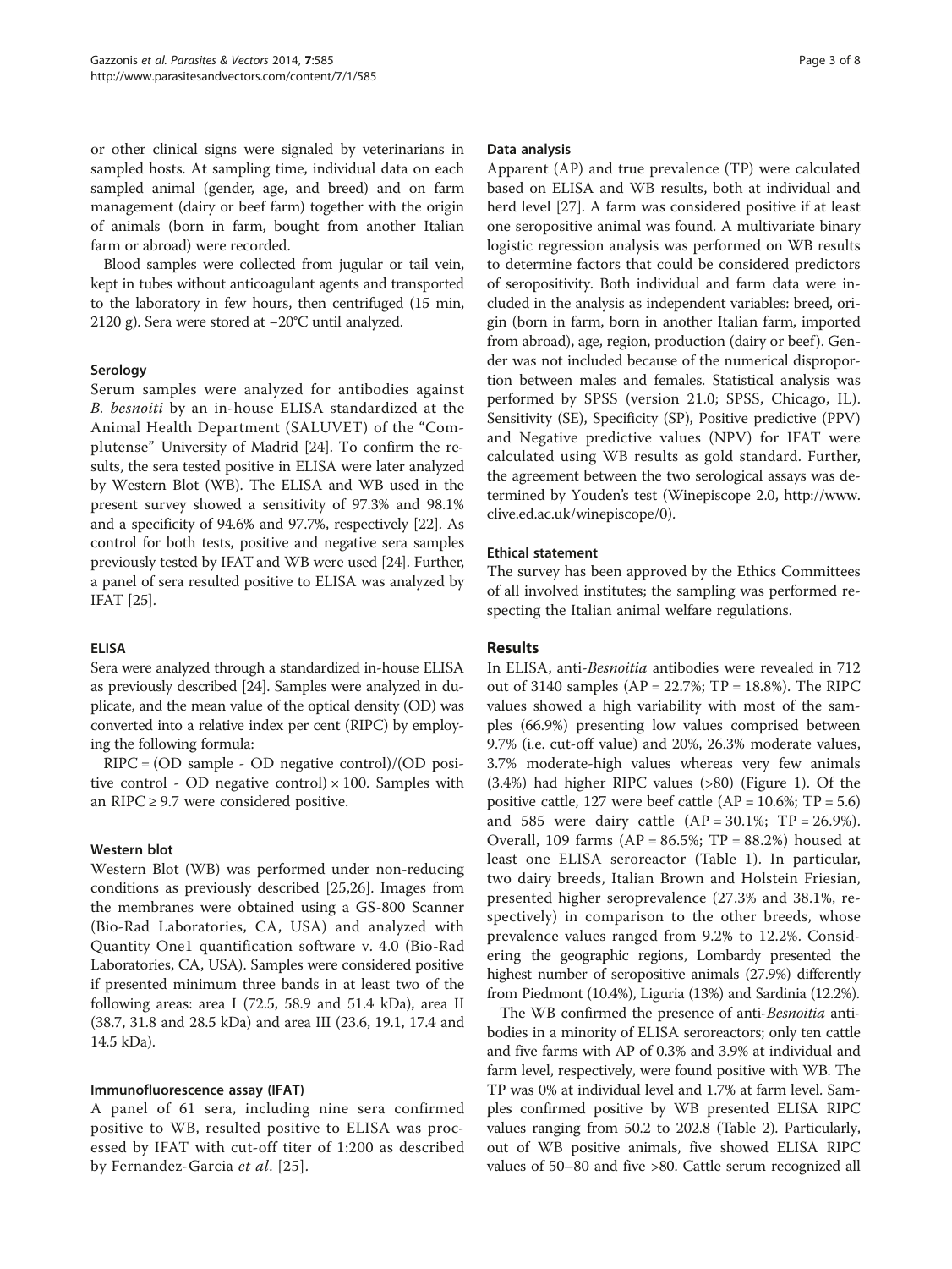or other clinical signs were signaled by veterinarians in sampled hosts. At sampling time, individual data on each sampled animal (gender, age, and breed) and on farm management (dairy or beef farm) together with the origin of animals (born in farm, bought from another Italian farm or abroad) were recorded.

Blood samples were collected from jugular or tail vein, kept in tubes without anticoagulant agents and transported to the laboratory in few hours, then centrifuged (15 min, 2120 g). Sera were stored at −20°C until analyzed.

### Serology

Serum samples were analyzed for antibodies against *B. besnoiti* by an in-house ELISA standardized at the Animal Health Department (SALUVET) of the "Complutense" University of Madrid [24]. To confirm the results, the sera tested positive in ELISA were later analyzed by Western Blot (WB). The ELISA and WB used in the present survey showed a sensitivity of 97.3% and 98.1% and a specificity of 94.6% and 97.7%, respectively [22]. As control for both tests, positive and negative sera samples previously tested by IFAT and WB were used [24]. Further, a panel of sera resulted positive to ELISA was analyzed by IFAT [25].

### ELISA

Sera were analyzed through a standardized in-house ELISA as previously described [24]. Samples were analyzed in duplicate, and the mean value of the optical density (OD) was converted into a relative index per cent (RIPC) by employing the following formula:

RIPC = (OD sample - OD negative control)/(OD positive control - OD negative control) × 100. Samples with an RIPC ≥ 9.7 were considered positive.

### Western blot

Western Blot (WB) was performed under non-reducing conditions as previously described [25,26]. Images from the membranes were obtained using a GS-800 Scanner (Bio-Rad Laboratories, CA, USA) and analyzed with Quantity One1 quantification software v. 4.0 (Bio-Rad Laboratories, CA, USA). Samples were considered positive if presented minimum three bands in at least two of the following areas: area I (72.5, 58.9 and 51.4 kDa), area II (38.7, 31.8 and 28.5 kDa) and area III (23.6, 19.1, 17.4 and 14.5 kDa).

### Immunofluorescence assay (IFAT)

A panel of 61 sera, including nine sera confirmed positive to WB, resulted positive to ELISA was processed by IFAT with cut-off titer of 1:200 as described by Fernandez-Garcia *et al*. [25].

### Data analysis

Apparent (AP) and true prevalence (TP) were calculated based on ELISA and WB results, both at individual and herd level [27]. A farm was considered positive if at least one seropositive animal was found. A multivariate binary logistic regression analysis was performed on WB results to determine factors that could be considered predictors of seropositivity. Both individual and farm data were included in the analysis as independent variables: breed, origin (born in farm, born in another Italian farm, imported from abroad), age, region, production (dairy or beef). Gender was not included because of the numerical disproportion between males and females. Statistical analysis was performed by SPSS (version 21.0; SPSS, Chicago, IL). Sensitivity (SE), Specificity (SP), Positive predictive (PPV) and Negative predictive values (NPV) for IFAT were calculated using WB results as gold standard. Further, the agreement between the two serological assays was determined by Youden's test (Winepiscope 2.0, http://www.clive.ed.ac.uk/winepiscope/0).

### Ethical statement

The survey has been approved by the Ethics Committees of all involved institutes; the sampling was performed respecting the Italian animal welfare regulations.

## Results

In ELISA, anti-*Besnoitia* antibodies were revealed in 712 out of 3140 samples (AP = 22.7%; TP = 18.8%). The RIPC values showed a high variability with most of the samples (66.9%) presenting low values comprised between 9.7% (i.e. cut-off value) and 20%, 26.3% moderate values, 3.7% moderate-high values whereas very few animals (3.4%) had higher RIPC values (>80) (Figure 1). Of the positive cattle, 127 were beef cattle (AP = 10.6%; TP = 5.6) and 585 were dairy cattle (AP = 30.1%; TP = 26.9%). Overall, 109 farms (AP = 86.5%; TP = 88.2%) housed at least one ELISA seroreactor (Table 1). In particular, two dairy breeds, Italian Brown and Holstein Friesian, presented higher seroprevalence (27.3% and 38.1%, respectively) in comparison to the other breeds, whose prevalence values ranged from 9.2% to 12.2%. Considering the geographic regions, Lombardy presented the highest number of seropositive animals (27.9%) differently from Piedmont (10.4%), Liguria (13%) and Sardinia (12.2%).

The WB confirmed the presence of anti-*Besnoitia* antibodies in a minority of ELISA seroreactors; only ten cattle and five farms with AP of 0.3% and 3.9% at individual and farm level, respectively, were found positive with WB. The TP was 0% at individual level and 1.7% at farm level. Samples confirmed positive by WB presented ELISA RIPC values ranging from 50.2 to 202.8 (Table 2). Particularly, out of WB positive animals, five showed ELISA RIPC values of 50–80 and five >80. Cattle serum recognized all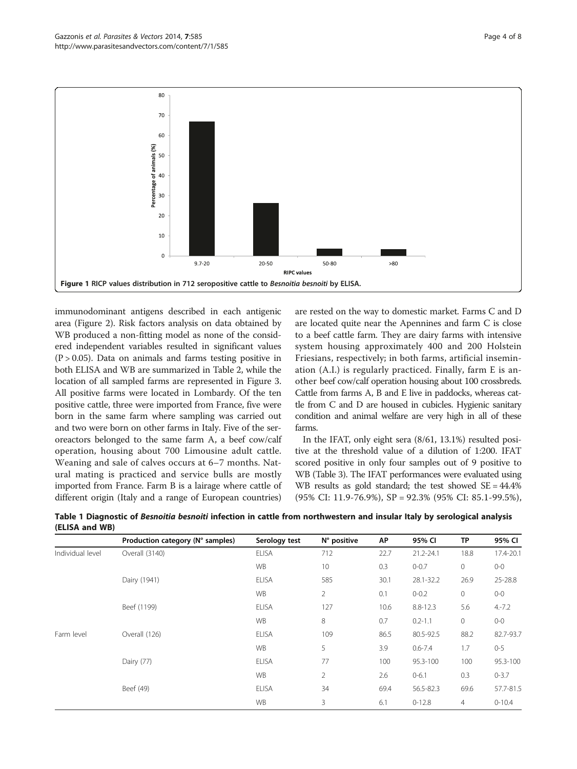Figure 1 RICP values distribution in 712 seropositive cattle to *Besnoitia besnoiti* by ELISA.

immunodominant antigens described in each antigenic area (Figure 2). Risk factors analysis on data obtained by WB produced a non-fitting model as none of the considered independent variables resulted in significant values ($P > 0.05$). Data on animals and farms testing positive in both ELISA and WB are summarized in Table 2, while the location of all sampled farms are represented in Figure 3. All positive farms were located in Lombardy. Of the ten positive cattle, three were imported from France, five were born in the same farm where sampling was carried out and two were born on other farms in Italy. Five of the seroreactors belonged to the same farm A, a beef cow/calf operation, housing about 700 Limousine adult cattle. Weaning and sale of calves occurs at 6–7 months. Natural mating is practiced and service bulls are mostly imported from France. Farm B is a lairage where cattle of different origin (Italy and a range of European countries) are rested on the way to domestic market. Farms C and D are located quite near the Apennines and farm C is close to a beef cattle farm. They are dairy farms with intensive system housing approximately 400 and 200 Holstein Friesians, respectively; in both farms, artificial insemination (A.I.) is regularly practiced. Finally, farm E is another beef cow/calf operation housing about 100 crossbreds. Cattle from farms A, B and E live in paddocks, whereas cattle from C and D are housed in cubicles. Hygienic sanitary condition and animal welfare are very high in all of these farms.

In the IFAT, only eight sera (8/61, 13.1%) resulted positive at the threshold value of a dilution of 1:200. IFAT scored positive in only four samples out of 9 positive to WB (Table 3). The IFAT performances were evaluated using WB results as gold standard; the test showed SE = 44.4% (95% CI: 11.9-76.9%), SP = 92.3% (95% CI: 85.1-99.5%),

**Table 1 Diagnostic of *Besnoitia besnoiti* infection in cattle from northwestern and insular Italy by serological analysis (ELISA and WB)**

| | Production category (N° samples) | Serology test | N° positive | AP | 95% CI | TP | 95% CI |
|---|---|---|---|---|---|---|---|
| Individual level | Overall (3140) | ELISA | 712 | 22.7 | 21.2-24.1 | 18.8 | 17.4-20.1 |
| | | WB | 10 | 0.3 | 0-0.7 | 0 | 0-0 |
| | Dairy (1941) | ELISA | 585 | 30.1 | 28.1-32.2 | 26.9 | 25-28.8 |
| | | WB | 2 | 0.1 | 0-0.2 | 0 | 0-0 |
| | Beef (1199) | ELISA | 127 | 10.6 | 8.8-12.3 | 5.6 | 4.-7.2 |
| | | WB | 8 | 0.7 | 0.2-1.1 | 0 | 0-0 |
| Farm level | Overall (126) | ELISA | 109 | 86.5 | 80.5-92.5 | 88.2 | 82.7-93.7 |
| | | WB | 5 | 3.9 | 0.6-7.4 | 1.7 | 0-5 |
| | Dairy (77) | ELISA | 77 | 100 | 95.3-100 | 100 | 95.3-100 |
| | | WB | 2 | 2.6 | 0-6.1 | 0.3 | 0-3.7 |
| | Beef (49) | ELISA | 34 | 69.4 | 56.5-82.3 | 69.6 | 57.7-81.5 |
| | | WB | 3 | 6.1 | 0-12.8 | 4 | 0-10.4 |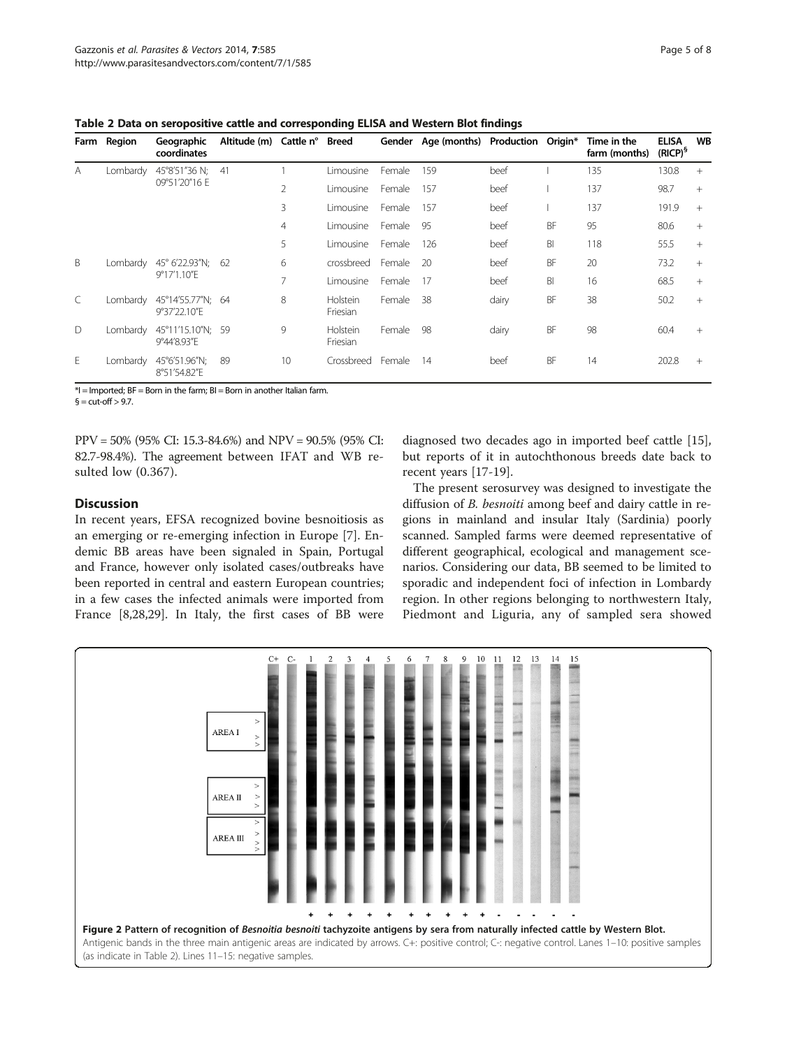**Table 2 Data on seropositive cattle and corresponding ELISA and Western Blot findings**

| Farm | Region | Geographic coordinates | Altitude (m) | Cattle n° | Breed | Gender | Age (months) | Production | Origin* | Time in the farm (months) | ELISA (RICP)[§] | WB |
|---|---|---|---|---|---|---|---|---|---|---|---|---|
| A | Lombardy | 45°8′51″36 N; 09°51′20″16 E | 41 | 1 | Limousine | Female | 159 | beef | I | 135 | 130.8 | + |
| | | | | 2 | Limousine | Female | 157 | beef | I | 137 | 98.7 | + |
| | | | | 3 | Limousine | Female | 157 | beef | I | 137 | 191.9 | + |
| | | | | 4 | Limousine | Female | 95 | beef | BF | 95 | 80.6 | + |
| | | | | 5 | Limousine | Female | 126 | beef | BI | 118 | 55.5 | + |
| B | Lombardy | 45° 6′22.93″N; 9°17′1.10″E | 62 | 6 | crossbreed | Female | 20 | beef | BF | 20 | 73.2 | + |
| | | | | 7 | Limousine | Female | 17 | beef | BI | 16 | 68.5 | + |
| C | Lombardy | 45°14′55.77″N; 9°37′22.10″E | 64 | 8 | Holstein Friesian | Female | 38 | dairy | BF | 38 | 50.2 | + |
| D | Lombardy | 45°11′15.10″N; 9°44′8.93″E | 59 | 9 | Holstein Friesian | Female | 98 | dairy | BF | 98 | 60.4 | + |
| E | Lombardy | 45°6′51.96″N; 8°51′54.82″E | 89 | 10 | Crossbreed | Female | 14 | beef | BF | 14 | 202.8 | + |

*I = Imported; BF = Born in the farm; BI = Born in another Italian farm.
§ = cut-off > 9.7.

PPV = 50% (95% CI: 15.3-84.6%) and NPV = 90.5% (95% CI: 82.7-98.4%). The agreement between IFAT and WB resulted low (0.367).

## Discussion

In recent years, EFSA recognized bovine besnoitiosis as an emerging or re-emerging infection in Europe [7]. Endemic BB areas have been signaled in Spain, Portugal and France, however only isolated cases/outbreaks have been reported in central and eastern European countries; in a few cases the infected animals were imported from France [8,28,29]. In Italy, the first cases of BB were diagnosed two decades ago in imported beef cattle [15], but reports of it in autochthonous breeds date back to recent years [17-19].

The present serosurvey was designed to investigate the diffusion of *B. besnoiti* among beef and dairy cattle in regions in mainland and insular Italy (Sardinia) poorly scanned. Sampled farms were deemed representative of different geographical, ecological and management scenarios. Considering our data, BB seemed to be limited to sporadic and independent foci of infection in Lombardy region. In other regions belonging to northwestern Italy, Piedmont and Liguria, any of sampled sera showed

**Figure 2 Pattern of recognition of *Besnoitia besnoiti* tachyzoite antigens by sera from naturally infected cattle by Western Blot.** Antigenic bands in the three main antigenic areas are indicated by arrows. C+: positive control; C-: negative control. Lanes 1–10: positive samples (as indicate in Table 2). Lines 11–15: negative samples.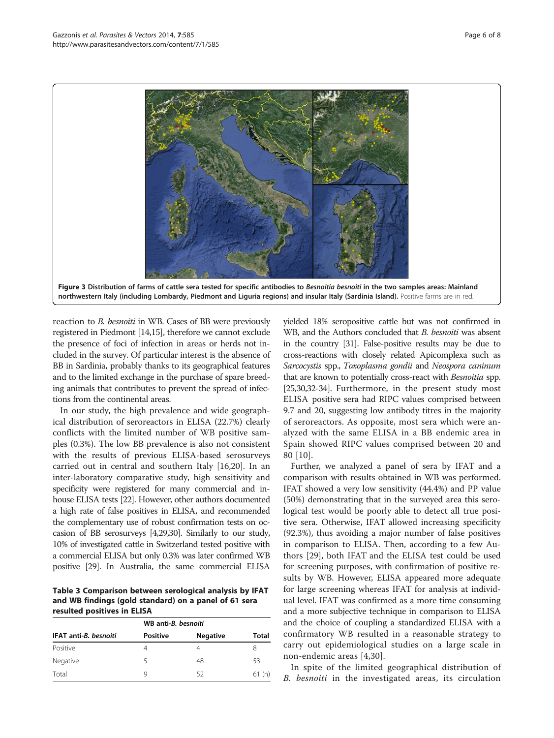**Figure 3 Distribution of farms of cattle sera tested for specific antibodies to *Besnoitia besnoiti* in the two samples areas: Mainland northwestern Italy (including Lombardy, Piedmont and Liguria regions) and insular Italy (Sardinia Island).** Positive farms are in red.

reaction to *B. besnoiti* in WB. Cases of BB were previously registered in Piedmont [14,15], therefore we cannot exclude the presence of foci of infection in areas or herds not included in the survey. Of particular interest is the absence of BB in Sardinia, probably thanks to its geographical features and to the limited exchange in the purchase of spare breeding animals that contributes to prevent the spread of infections from the continental areas.

In our study, the high prevalence and wide geographical distribution of seroreactors in ELISA (22.7%) clearly conflicts with the limited number of WB positive samples (0.3%). The low BB prevalence is also not consistent with the results of previous ELISA-based serosurveys carried out in central and southern Italy [16,20]. In an inter-laboratory comparative study, high sensitivity and specificity were registered for many commercial and in-house ELISA tests [22]. However, other authors documented a high rate of false positives in ELISA, and recommended the complementary use of robust confirmation tests on occasion of BB serosurveys [4,29,30]. Similarly to our study, 10% of investigated cattle in Switzerland tested positive with a commercial ELISA but only 0.3% was later confirmed WB positive [29]. In Australia, the same commercial ELISA yielded 18% seropositive cattle but was not confirmed in WB, and the Authors concluded that *B. besnoiti* was absent in the country [31]. False-positive results may be due to cross-reactions with closely related Apicomplexa such as *Sarcocystis* spp., *Toxoplasma gondii* and *Neospora caninum* that are known to potentially cross-react with *Besnoitia* spp. [25,30,32-34]. Furthermore, in the present study most ELISA positive sera had RIPC values comprised between 9.7 and 20, suggesting low antibody titres in the majority of seroreactors. As opposite, most sera which were analyzed with the same ELISA in a BB endemic area in Spain showed RIPC values comprised between 20 and 80 [10].

**Table 3 Comparison between serological analysis by IFAT and WB findings (gold standard) on a panel of 61 sera resulted positives in ELISA**

| | WB anti-*B. besnoiti* | | |
|---|---|---|---|
| **IFAT anti-*B. besnoiti*** | **Positive** | **Negative** | **Total** |
| Positive | 4 | 4 | 8 |
| Negative | 5 | 48 | 53 |
| Total | 9 | 52 | 61 (n) |

Further, we analyzed a panel of sera by IFAT and a comparison with results obtained in WB was performed. IFAT showed a very low sensitivity (44.4%) and PP value (50%) demonstrating that in the surveyed area this serological test would be poorly able to detect all true positive sera. Otherwise, IFAT allowed increasing specificity (92.3%), thus avoiding a major number of false positives in comparison to ELISA. Then, according to a few Authors [29], both IFAT and the ELISA test could be used for screening purposes, with confirmation of positive results by WB. However, ELISA appeared more adequate for large screening whereas IFAT for analysis at individual level. IFAT was confirmed as a more time consuming and a more subjective technique in comparison to ELISA and the choice of coupling a standardized ELISA with a confirmatory WB resulted in a reasonable strategy to carry out epidemiological studies on a large scale in non-endemic areas [4,30].

In spite of the limited geographical distribution of *B. besnoiti* in the investigated areas, its circulation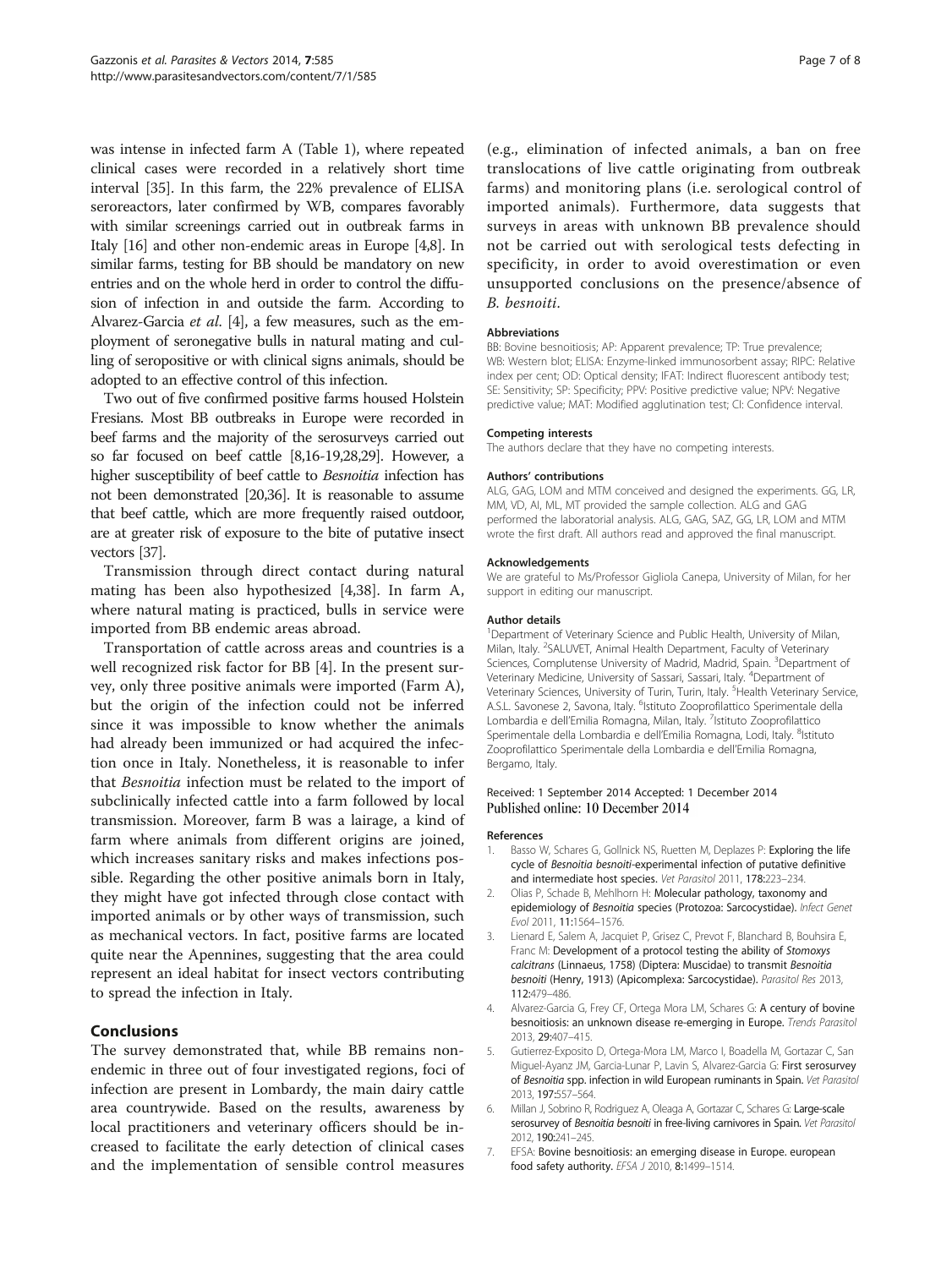was intense in infected farm A (Table 1), where repeated clinical cases were recorded in a relatively short time interval [35]. In this farm, the 22% prevalence of ELISA seroreactors, later confirmed by WB, compares favorably with similar screenings carried out in outbreak farms in Italy [16] and other non-endemic areas in Europe [4,8]. In similar farms, testing for BB should be mandatory on new entries and on the whole herd in order to control the diffusion of infection in and outside the farm. According to Alvarez-Garcia *et al*. [4], a few measures, such as the employment of seronegative bulls in natural mating and culling of seropositive or with clinical signs animals, should be adopted to an effective control of this infection.

Two out of five confirmed positive farms housed Holstein Fresians. Most BB outbreaks in Europe were recorded in beef farms and the majority of the serosurveys carried out so far focused on beef cattle [8,16-19,28,29]. However, a higher susceptibility of beef cattle to *Besnoitia* infection has not been demonstrated [20,36]. It is reasonable to assume that beef cattle, which are more frequently raised outdoor, are at greater risk of exposure to the bite of putative insect vectors [37].

Transmission through direct contact during natural mating has been also hypothesized [4,38]. In farm A, where natural mating is practiced, bulls in service were imported from BB endemic areas abroad.

Transportation of cattle across areas and countries is a well recognized risk factor for BB [4]. In the present survey, only three positive animals were imported (Farm A), but the origin of the infection could not be inferred since it was impossible to know whether the animals had already been immunized or had acquired the infection once in Italy. Nonetheless, it is reasonable to infer that *Besnoitia* infection must be related to the import of subclinically infected cattle into a farm followed by local transmission. Moreover, farm B was a lairage, a kind of farm where animals from different origins are joined, which increases sanitary risks and makes infections possible. Regarding the other positive animals born in Italy, they might have got infected through close contact with imported animals or by other ways of transmission, such as mechanical vectors. In fact, positive farms are located quite near the Apennines, suggesting that the area could represent an ideal habitat for insect vectors contributing to spread the infection in Italy.

## Conclusions

The survey demonstrated that, while BB remains non-endemic in three out of four investigated regions, foci of infection are present in Lombardy, the main dairy cattle area countrywide. Based on the results, awareness by local practitioners and veterinary officers should be increased to facilitate the early detection of clinical cases and the implementation of sensible control measures (e.g., elimination of infected animals, a ban on free translocations of live cattle originating from outbreak farms) and monitoring plans (i.e. serological control of imported animals). Furthermore, data suggests that surveys in areas with unknown BB prevalence should not be carried out with serological tests defecting in specificity, in order to avoid overestimation or even unsupported conclusions on the presence/absence of *B. besnoiti*.

#### Abbreviations

BB: Bovine besnoitiosis; AP: Apparent prevalence; TP: True prevalence; WB: Western blot; ELISA: Enzyme-linked immunosorbent assay; RIPC: Relative index per cent; OD: Optical density; IFAT: Indirect fluorescent antibody test; SE: Sensitivity; SP: Specificity; PPV: Positive predictive value; NPV: Negative predictive value; MAT: Modified agglutination test; CI: Confidence interval.

#### Competing interests

The authors declare that they have no competing interests.

#### Authors' contributions

ALG, GAG, LOM and MTM conceived and designed the experiments. GG, LR, MM, VD, AI, ML, MT provided the sample collection. ALG and GAG performed the laboratorial analysis. ALG, GAG, SAZ, GG, LR, LOM and MTM wrote the first draft. All authors read and approved the final manuscript.

#### Acknowledgements

We are grateful to Ms/Professor Gigliola Canepa, University of Milan, for her support in editing our manuscript.

#### Author details

[1]Department of Veterinary Science and Public Health, University of Milan, Milan, Italy. [2]SALUVET, Animal Health Department, Faculty of Veterinary Sciences, Complutense University of Madrid, Madrid, Spain. [3]Department of Veterinary Medicine, University of Sassari, Sassari, Italy. [4]Department of Veterinary Sciences, University of Turin, Turin, Italy. [5]Health Veterinary Service, A.S.L. Savonese 2, Savona, Italy. [6]Istituto Zooprofilattico Sperimentale della Lombardia e dell'Emilia Romagna, Milan, Italy. [7]Istituto Zooprofilattico Sperimentale della Lombardia e dell'Emilia Romagna, Lodi, Italy. [8]Istituto Zooprofilattico Sperimentale della Lombardia e dell'Emilia Romagna, Bergamo, Italy.

Received: 1 September 2014 Accepted: 1 December 2014
Published online: 10 December 2014

#### References

1. Basso W, Schares G, Gollnick NS, Ruetten M, Deplazes P: **Exploring the life cycle of *Besnoitia besnoiti*-experimental infection of putative definitive and intermediate host species.** *Vet Parasitol* 2011, **178:**223–234.
2. Olias P, Schade B, Mehlhorn H: **Molecular pathology, taxonomy and epidemiology of *Besnoitia* species (Protozoa: Sarcocystidae).** *Infect Genet Evol* 2011, **11:**1564–1576.
3. Lienard E, Salem A, Jacquiet P, Grisez C, Prevot F, Blanchard B, Bouhsira E, Franc M: **Development of a protocol testing the ability of *Stomoxys calcitrans* (Linnaeus, 1758) (Diptera: Muscidae) to transmit *Besnoitia besnoiti* (Henry, 1913) (Apicomplexa: Sarcocystidae).** *Parasitol Res* 2013, **112:**479–486.
4. Alvarez-Garcia G, Frey CF, Ortega Mora LM, Schares G: **A century of bovine besnoitiosis: an unknown disease re-emerging in Europe.** *Trends Parasitol* 2013, **29:**407–415.
5. Gutierrez-Exposito D, Ortega-Mora LM, Marco I, Boadella M, Gortazar C, San Miguel-Ayanz JM, Garcia-Lunar P, Lavin S, Alvarez-Garcia G: **First serosurvey of *Besnoitia* spp. infection in wild European ruminants in Spain.** *Vet Parasitol* 2013, **197:**557–564.
6. Millan J, Sobrino R, Rodriguez A, Oleaga A, Gortazar C, Schares G: **Large-scale serosurvey of *Besnoitia besnoiti* in free-living carnivores in Spain.** *Vet Parasitol* 2012, **190:**241–245.
7. EFSA: **Bovine besnoitiosis: an emerging disease in Europe. european food safety authority.** *EFSA J* 2010, **8:**1499–1514.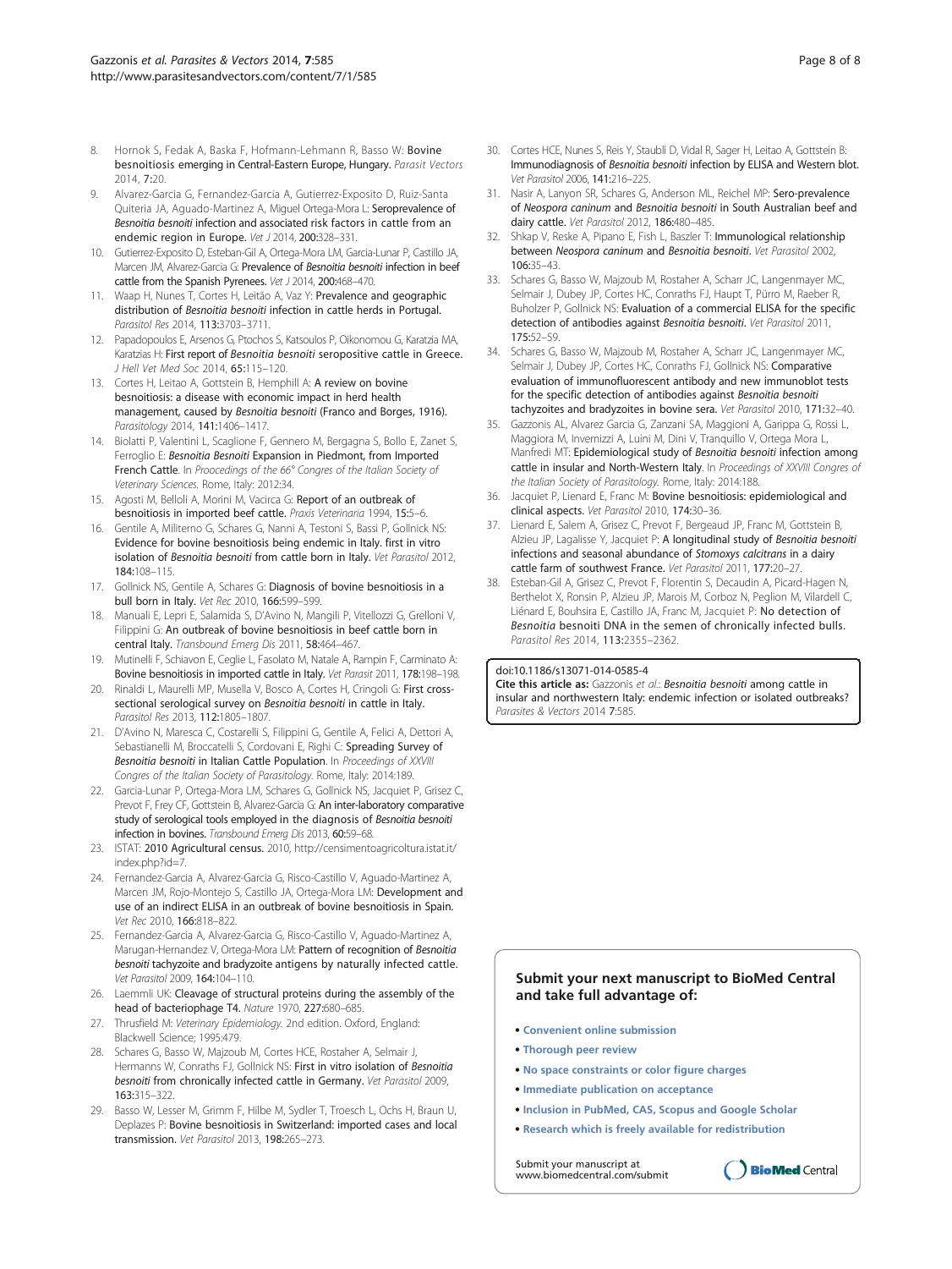8. Hornok S, Fedak A, Baska F, Hofmann-Lehmann R, Basso W: **Bovine besnoitiosis emerging in Central-Eastern Europe, Hungary.** *Parasit Vectors* 2014, **7:**20.
9. Alvarez-Garcia G, Fernandez-Garcia A, Gutierrez-Exposito D, Ruiz-Santa Quiteria JA, Aguado-Martinez A, Miguel Ortega-Mora L: **Seroprevalence of *Besnoitia besnoiti* infection and associated risk factors in cattle from an endemic region in Europe.** *Vet J* 2014, **200:**328–331.
10. Gutierrez-Exposito D, Esteban-Gil A, Ortega-Mora LM, Garcia-Lunar P, Castillo JA, Marcen JM, Alvarez-Garcia G: **Prevalence of *Besnoitia besnoiti* infection in beef cattle from the Spanish Pyrenees.** *Vet J* 2014, **200:**468–470.
11. Waap H, Nunes T, Cortes H, Leitão A, Vaz Y: **Prevalence and geographic distribution of *Besnoitia besnoiti* infection in cattle herds in Portugal.** *Parasitol Res* 2014, **113:**3703–3711.
12. Papadopoulos E, Arsenos G, Ptochos S, Katsoulos P, Oikonomou G, Karatzia MA, Karatzias H: **First report of *Besnoitia besnoiti* seropositive cattle in Greece.** *J Hell Vet Med Soc* 2014, **65:**115–120.
13. Cortes H, Leitao A, Gottstein B, Hemphill A: **A review on bovine besnoitiosis: a disease with economic impact in herd health management, caused by *Besnoitia besnoiti* (Franco and Borges, 1916).** *Parasitology* 2014, **141:**1406–1417.
14. Biolatti P, Valentini L, Scaglione F, Gennero M, Bergagna S, Bollo E, Zanet S, Ferroglio E: ***Besnoitia Besnoiti* Expansion in Piedmont, from Imported French Cattle**. In *Proceedings of the 66° Congres of the Italian Society of Veterinary Sciences.* Rome, Italy: 2012:34.
15. Agosti M, Belloli A, Morini M, Vacirca G: **Report of an outbreak of besnoitiosis in imported beef cattle.** *Praxis Veterinaria* 1994, **15:**5–6.
16. Gentile A, Militerno G, Schares G, Nanni A, Testoni S, Bassi P, Gollnick NS: **Evidence for bovine besnoitiosis being endemic in Italy. first in vitro isolation of *Besnoitia besnoiti* from cattle born in Italy.** *Vet Parasitol* 2012, **184:**108–115.
17. Gollnick NS, Gentile A, Schares G: **Diagnosis of bovine besnoitiosis in a bull born in Italy.** *Vet Rec* 2010, **166:**599–599.
18. Manuali E, Lepri E, Salamida S, D'Avino N, Mangili P, Vitellozzi G, Grelloni V, Filippini G: **An outbreak of bovine besnoitiosis in beef cattle born in central Italy.** *Transbound Emerg Dis* 2011, **58:**464–467.
19. Mutinelli F, Schiavon E, Ceglie L, Fasolato M, Natale A, Rampin F, Carminato A: **Bovine besnoitiosis in imported cattle in Italy.** *Vet Parasit* 2011, **178:**198–198.
20. Rinaldi L, Maurelli MP, Musella V, Bosco A, Cortes H, Cringoli G: **First cross-sectional serological survey on *Besnoitia besnoiti* in cattle in Italy.** *Parasitol Res* 2013, **112:**1805–1807.
21. D'Avino N, Maresca C, Costarelli S, Filippini G, Gentile A, Felici A, Dettori A, Sebastianelli M, Broccatelli S, Cordovani E, Righi C: **Spreading Survey of *Besnoitia besnoiti* in Italian Cattle Population**. In *Proceedings of XXVIII Congres of the Italian Society of Parasitology.* Rome, Italy: 2014:189.
22. Garcia-Lunar P, Ortega-Mora LM, Schares G, Gollnick NS, Jacquiet P, Grisez C, Prevot F, Frey CF, Gottstein B, Alvarez-Garcia G: **An inter-laboratory comparative study of serological tools employed in the diagnosis of *Besnoitia besnoiti* infection in bovines.** *Transbound Emerg Dis* 2013, **60:**59–68.
23. ISTAT: **2010 Agricultural census.** 2010, http://censimentoagricoltura.istat.it/index.php?id=7.
24. Fernandez-Garcia A, Alvarez-Garcia G, Risco-Castillo V, Aguado-Martinez A, Marcen JM, Rojo-Montejo S, Castillo JA, Ortega-Mora LM: **Development and use of an indirect ELISA in an outbreak of bovine besnoitiosis in Spain.** *Vet Rec* 2010, **166:**818–822.
25. Fernandez-Garcia A, Alvarez-Garcia G, Risco-Castillo V, Aguado-Martinez A, Marugan-Hernandez V, Ortega-Mora LM: **Pattern of recognition of *Besnoitia besnoiti* tachyzoite and bradyzoite antigens by naturally infected cattle.** *Vet Parasitol* 2009, **164:**104–110.
26. Laemmli UK: **Cleavage of structural proteins during the assembly of the head of bacteriophage T4.** *Nature* 1970, **227:**680–685.
27. Thrusfield M: *Veterinary Epidemiology.* 2nd edition. Oxford, England: Blackwell Science; 1995:479.
28. Schares G, Basso W, Majzoub M, Cortes HCE, Rostaher A, Selmair J, Hermanns W, Conraths FJ, Gollnick NS: **First in vitro isolation of *Besnoitia besnoiti* from chronically infected cattle in Germany.** *Vet Parasitol* 2009, **163:**315–322.
29. Basso W, Lesser M, Grimm F, Hilbe M, Sydler T, Troesch L, Ochs H, Braun U, Deplazes P: **Bovine besnoitiosis in Switzerland: imported cases and local transmission.** *Vet Parasitol* 2013, **198:**265–273.
30. Cortes HCE, Nunes S, Reis Y, Staubli D, Vidal R, Sager H, Leitao A, Gottstein B: **Immunodiagnosis of *Besnoitia besnoiti* infection by ELISA and Western blot.** *Vet Parasitol* 2006, **141:**216–225.
31. Nasir A, Lanyon SR, Schares G, Anderson ML, Reichel MP: **Sero-prevalence of *Neospora caninum* and *Besnoitia besnoiti* in South Australian beef and dairy cattle.** *Vet Parasitol* 2012, **186:**480–485.
32. Shkap V, Reske A, Pipano E, Fish L, Baszler T: **Immunological relationship between *Neospora caninum* and *Besnoitia besnoiti*.** *Vet Parasitol* 2002, **106:**35–43.
33. Schares G, Basso W, Majzoub M, Rostaher A, Scharr JC, Langenmayer MC, Selmair J, Dubey JP, Cortes HC, Conraths FJ, Haupt T, Pürro M, Raeber R, Buholzer P, Gollnick NS: **Evaluation of a commercial ELISA for the specific detection of antibodies against *Besnoitia besnoiti*.** *Vet Parasitol* 2011, **175:**52–59.
34. Schares G, Basso W, Majzoub M, Rostaher A, Scharr JC, Langenmayer MC, Selmair J, Dubey JP, Cortes HC, Conraths FJ, Gollnick NS: **Comparative evaluation of immunofluorescent antibody and new immunoblot tests for the specific detection of antibodies against *Besnoitia besnoiti* tachyzoites and bradyzoites in bovine sera.** *Vet Parasitol* 2010, **171:**32–40.
35. Gazzonis AL, Alvarez Garcia G, Zanzani SA, Maggioni A, Garippa G, Rossi L, Maggiora M, Invernizzi A, Luini M, Dini V, Tranquillo V, Ortega Mora L, Manfredi MT: **Epidemiological study of *Besnoitia besnoiti* infection among cattle in insular and North-Western Italy**. In *Proceedings of XXVIII Congres of the Italian Society of Parasitology.* Rome, Italy: 2014:188.
36. Jacquiet P, Lienard E, Franc M: **Bovine besnoitiosis: epidemiological and clinical aspects.** *Vet Parasitol* 2010, **174:**30–36.
37. Lienard E, Salem A, Grisez C, Prevot F, Bergeaud JP, Franc M, Gottstein B, Alzieu JP, Lagalisse Y, Jacquiet P: **A longitudinal study of *Besnoitia besnoiti* infections and seasonal abundance of *Stomoxys calcitrans* in a dairy cattle farm of southwest France.** *Vet Parasitol* 2011, **177:**20–27.
38. Esteban-Gil A, Grisez C, Prevot F, Florentin S, Decaudin A, Picard-Hagen N, Berthelot X, Ronsin P, Alzieu JP, Marois M, Corboz N, Peglion M, Vilardell C, Liénard E, Bouhsira E, Castillo JA, Franc M, Jacquiet P: **No detection of *Besnoitia* besnoiti DNA in the semen of chronically infected bulls.** *Parasitol Res* 2014, **113:**2355–2362.

doi:10.1186/s13071-014-0585-4

**Cite this article as:** Gazzonis *et al.*: *Besnoitia besnoiti* among cattle in insular and northwestern Italy: endemic infection or isolated outbreaks? *Parasites & Vectors* 2014 **7**:585.

**Submit your next manuscript to BioMed Central and take full advantage of:**

- **Convenient online submission**
- **Thorough peer review**
- **No space constraints or color figure charges**
- **Immediate publication on acceptance**
- **Inclusion in PubMed, CAS, Scopus and Google Scholar**
- **Research which is freely available for redistribution**

Submit your manuscript at
www.biomedcentral.com/submit

BioMed Central